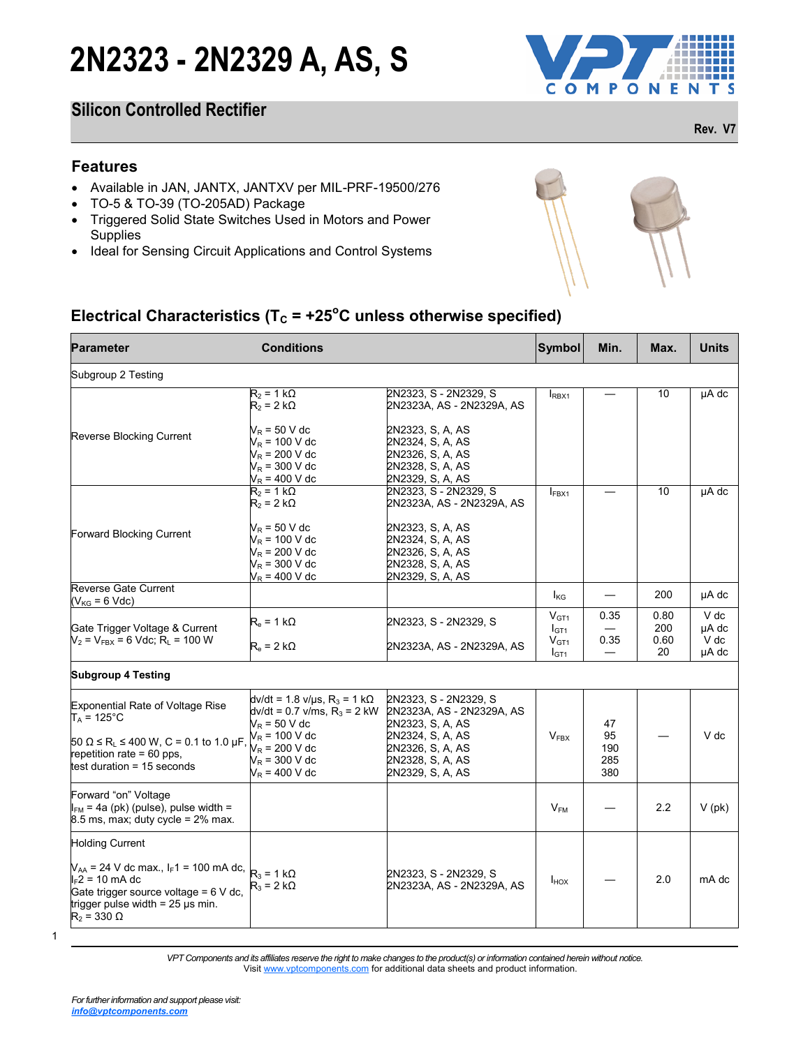# 2N2323 - 2N2329 A, AS, S

## Silicon Controlled Rectifier

Rev. V7

### Features

- Available in JAN, JANTX, JANTXV per MIL-PRF-19500/276
- TO-5 & TO-39 (TO-205AD) Package
- Triggered Solid State Switches Used in Motors and Power Supplies
- Ideal for Sensing Circuit Applications and Control Systems

### Electrical Characteristics ($T_C$ = +25°C unless otherwise specified)

| Parameter | Conditions | | Symbol | Min. | Max. | Units |
|---|---|---|---|---|---|---|
| Subgroup 2 Testing | | | | | | |
| Reverse Blocking Current | $R_2$ = 1 kΩ<br>$R_2$ = 2 kΩ<br><br>$V_R$ = 50 V dc<br>$V_R$ = 100 V dc<br>$V_R$ = 200 V dc<br>$V_R$ = 300 V dc<br>$V_R$ = 400 V dc | 2N2323, S - 2N2329, S<br>2N2323A, AS - 2N2329A, AS<br><br>2N2323, S, A, AS<br>2N2324, S, A, AS<br>2N2326, S, A, AS<br>2N2328, S, A, AS<br>2N2329, S, A, AS | $I_{RBX1}$ | — | 10 | µA dc |
| Forward Blocking Current | $R_2$ = 1 kΩ<br>$R_2$ = 2 kΩ<br><br>$V_R$ = 50 V dc<br>$V_R$ = 100 V dc<br>$V_R$ = 200 V dc<br>$V_R$ = 300 V dc<br>$V_R$ = 400 V dc | 2N2323, S - 2N2329, S<br>2N2323A, AS - 2N2329A, AS<br><br>2N2323, S, A, AS<br>2N2324, S, A, AS<br>2N2326, S, A, AS<br>2N2328, S, A, AS<br>2N2329, S, A, AS | $I_{FBX1}$ | — | 10 | µA dc |
| Reverse Gate Current<br>($V_{KG}$ = 6 Vdc) | | | $I_{KG}$ | — | 200 | µA dc |
| Gate Trigger Voltage & Current<br>$V_2$ = $V_{FBX}$ = 6 Vdc; $R_L$ = 100 W | $R_e$ = 1 kΩ<br><br>$R_e$ = 2 kΩ | 2N2323, S - 2N2329, S<br><br>2N2323A, AS - 2N2329A, AS | $V_{GT1}$<br>$I_{GT1}$<br>$V_{GT1}$<br>$I_{GT1}$ | 0.35<br>—<br>0.35<br>— | 0.80<br>200<br>0.60<br>20 | V dc<br>µA dc<br>V dc<br>µA dc |
| **Subgroup 4 Testing** | | | | | | |
| Exponential Rate of Voltage Rise<br>$T_A$ = 125°C<br><br>50 Ω ≤ $R_L$ ≤ 400 W, C = 0.1 to 1.0 µF, repetition rate = 60 pps, test duration = 15 seconds | dv/dt = 1.8 v/µs, $R_3$ = 1 kΩ<br>dv/dt = 0.7 v/ms, $R_3$ = 2 kW<br>$V_R$ = 50 V dc<br>$V_R$ = 100 V dc<br>$V_R$ = 200 V dc<br>$V_R$ = 300 V dc<br>$V_R$ = 400 V dc | 2N2323, S - 2N2329, S<br>2N2323A, AS - 2N2329A, AS<br>2N2323, S, A, AS<br>2N2324, S, A, AS<br>2N2326, S, A, AS<br>2N2328, S, A, AS<br>2N2329, S, A, AS | $V_{FBX}$ | 47<br>95<br>190<br>285<br>380 | — | V dc |
| Forward "on" Voltage<br>$I_{FM}$ = 4a (pk) (pulse), pulse width = 8.5 ms, max; duty cycle = 2% max. | | | $V_{FM}$ | — | 2.2 | V (pk) |
| Holding Current<br><br>$V_{AA}$ = 24 V dc max., $I_F$1 = 100 mA dc, $I_F$2 = 10 mA dc<br>Gate trigger source voltage = 6 V dc, trigger pulse width = 25 µs min.<br>$R_2$ = 330 Ω | $R_3$ = 1 kΩ<br>$R_3$ = 2 kΩ | 2N2323, S - 2N2329, S<br>2N2323A, AS - 2N2329A, AS | $I_{HOX}$ | — | 2.0 | mA dc |

*VPT Components and its affiliates reserve the right to make changes to the product(s) or information contained herein without notice.*
Visit www.vptcomponents.com for additional data sheets and product information.

*For further information and support please visit:*
***info@vptcomponents.com***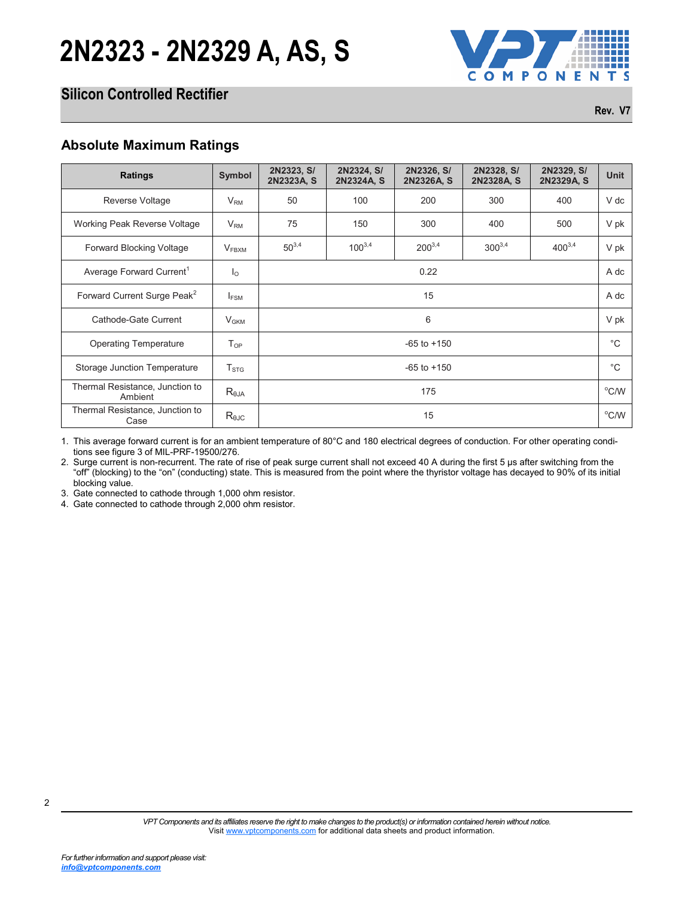# 2N2323 - 2N2329 A, AS, S

## Silicon Controlled Rectifier

Rev. V7

### Absolute Maximum Ratings

| Ratings | Symbol | 2N2323, S/ 2N2323A, S | 2N2324, S/ 2N2324A, S | 2N2326, S/ 2N2326A, S | 2N2328, S/ 2N2328A, S | 2N2329, S/ 2N2329A, S | Unit |
|---|---|---|---|---|---|---|---|
| Reverse Voltage | $V_{RM}$ | 50 | 100 | 200 | 300 | 400 | V dc |
| Working Peak Reverse Voltage | $V_{RM}$ | 75 | 150 | 300 | 400 | 500 | V pk |
| Forward Blocking Voltage | $V_{FBXM}$ | 50[3,4] | 100[3,4] | 200[3,4] | 300[3,4] | 400[3,4] | V pk |
| Average Forward Current[1] | $I_O$ | 0.22 | | | | | A dc |
| Forward Current Surge Peak[2] | $I_{FSM}$ | 15 | | | | | A dc |
| Cathode-Gate Current | $V_{GKM}$ | 6 | | | | | V pk |
| Operating Temperature | $T_{OP}$ | -65 to +150 | | | | | °C |
| Storage Junction Temperature | $T_{STG}$ | -65 to +150 | | | | | °C |
| Thermal Resistance, Junction to Ambient | $R_{θJA}$ | 175 | | | | | °C/W |
| Thermal Resistance, Junction to Case | $R_{θJC}$ | 15 | | | | | °C/W |

1. This average forward current is for an ambient temperature of 80°C and 180 electrical degrees of conduction. For other operating conditions see figure 3 of MIL-PRF-19500/276.
2. Surge current is non-recurrent. The rate of rise of peak surge current shall not exceed 40 A during the first 5 µs after switching from the "off" (blocking) to the "on" (conducting) state. This is measured from the point where the thyristor voltage has decayed to 90% of its initial blocking value.
3. Gate connected to cathode through 1,000 ohm resistor.
4. Gate connected to cathode through 2,000 ohm resistor.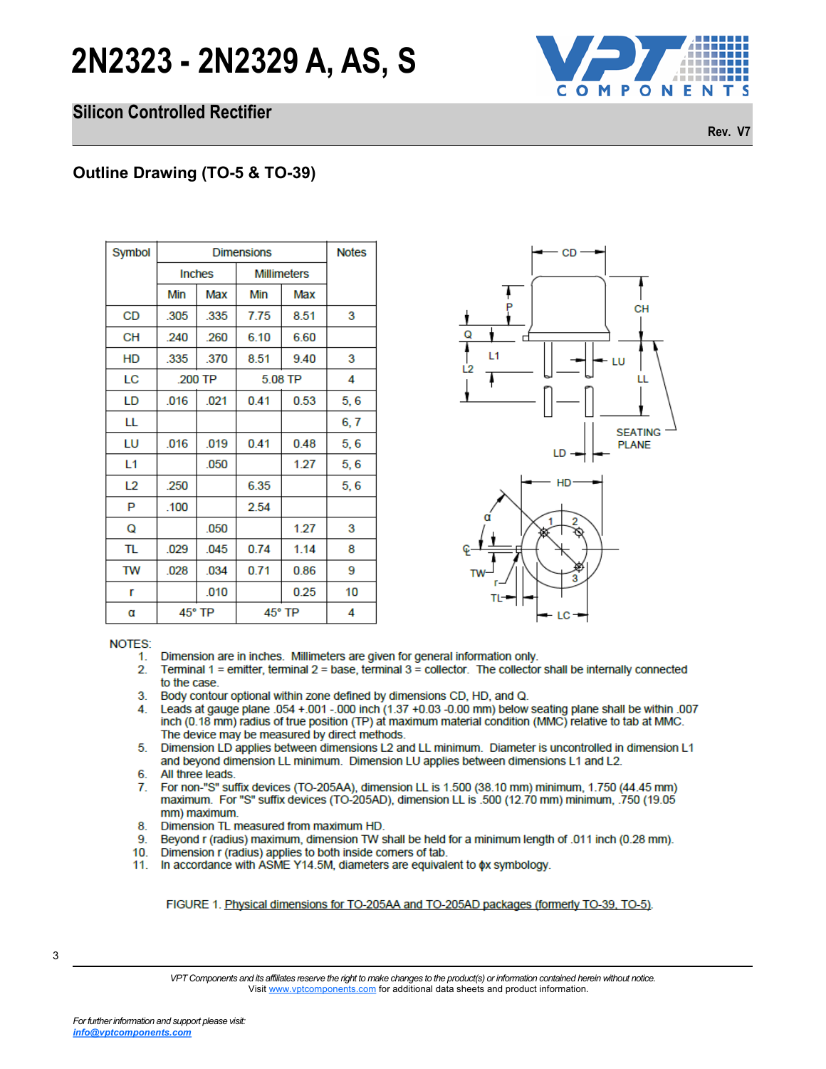# 2N2323 - 2N2329 A, AS, S

## Silicon Controlled Rectifier

Rev. V7

### Outline Drawing (TO-5 & TO-39)

| Symbol | Dimensions | | | | Notes |
|---|---|---|---|---|---|
| | Inches | | Millimeters | | |
| | Min | Max | Min | Max | |
| CD | .305 | .335 | 7.75 | 8.51 | 3 |
| CH | .240 | .260 | 6.10 | 6.60 | |
| HD | .335 | .370 | 8.51 | 9.40 | 3 |
| LC | .200 TP | | 5.08 TP | | 4 |
| LD | .016 | .021 | 0.41 | 0.53 | 5, 6 |
| LL | | | | | 6, 7 |
| LU | .016 | .019 | 0.41 | 0.48 | 5, 6 |
| L1 | | .050 | | 1.27 | 5, 6 |
| L2 | .250 | | 6.35 | | 5, 6 |
| P | .100 | | 2.54 | | |
| Q | | .050 | | 1.27 | 3 |
| TL | .029 | .045 | 0.74 | 1.14 | 8 |
| TW | .028 | .034 | 0.71 | 0.86 | 9 |
| r | | .010 | | 0.25 | 10 |
| α | 45° TP | | 45° TP | | 4 |

NOTES:

1. Dimension are in inches. Millimeters are given for general information only.
2. Terminal 1 = emitter, terminal 2 = base, terminal 3 = collector. The collector shall be internally connected to the case.
3. Body contour optional within zone defined by dimensions CD, HD, and Q.
4. Leads at gauge plane .054 +.001 -.000 inch (1.37 +0.03 -0.00 mm) below seating plane shall be within .007 inch (0.18 mm) radius of true position (TP) at maximum material condition (MMC) relative to tab at MMC. The device may be measured by direct methods.
5. Dimension LD applies between dimensions L2 and LL minimum. Diameter is uncontrolled in dimension L1 and beyond dimension LL minimum. Dimension LU applies between dimensions L1 and L2.
6. All three leads.
7. For non-"S" suffix devices (TO-205AA), dimension LL is 1.500 (38.10 mm) minimum, 1.750 (44.45 mm) maximum. For "S" suffix devices (TO-205AD), dimension LL is .500 (12.70 mm) minimum, .750 (19.05 mm) maximum.
8. Dimension TL measured from maximum HD.
9. Beyond r (radius) maximum, dimension TW shall be held for a minimum length of .011 inch (0.28 mm).
10. Dimension r (radius) applies to both inside corners of tab.
11. In accordance with ASME Y14.5M, diameters are equivalent to ϕx symbology.

FIGURE 1. Physical dimensions for TO-205AA and TO-205AD packages (formerly TO-39, TO-5).

*VPT Components and its affiliates reserve the right to make changes to the product(s) or information contained herein without notice.*
Visit www.vptcomponents.com for additional data sheets and product information.

*For further information and support please visit:*
***info@vptcomponents.com***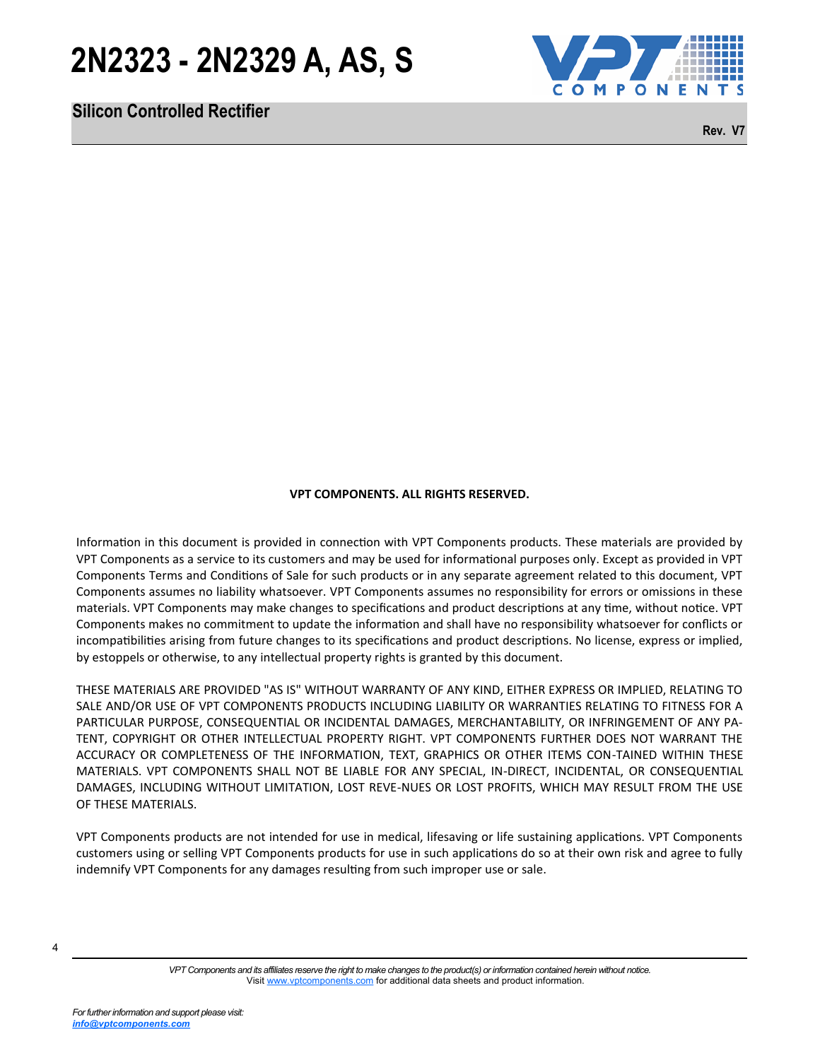**VPT COMPONENTS. ALL RIGHTS RESERVED.**

Information in this document is provided in connection with VPT Components products. These materials are provided by VPT Components as a service to its customers and may be used for informational purposes only. Except as provided in VPT Components Terms and Conditions of Sale for such products or in any separate agreement related to this document, VPT Components assumes no liability whatsoever. VPT Components assumes no responsibility for errors or omissions in these materials. VPT Components may make changes to specifications and product descriptions at any time, without notice. VPT Components makes no commitment to update the information and shall have no responsibility whatsoever for conflicts or incompatibilities arising from future changes to its specifications and product descriptions. No license, express or implied, by estoppels or otherwise, to any intellectual property rights is granted by this document.

THESE MATERIALS ARE PROVIDED "AS IS" WITHOUT WARRANTY OF ANY KIND, EITHER EXPRESS OR IMPLIED, RELATING TO SALE AND/OR USE OF VPT COMPONENTS PRODUCTS INCLUDING LIABILITY OR WARRANTIES RELATING TO FITNESS FOR A PARTICULAR PURPOSE, CONSEQUENTIAL OR INCIDENTAL DAMAGES, MERCHANTABILITY, OR INFRINGEMENT OF ANY PATENT, COPYRIGHT OR OTHER INTELLECTUAL PROPERTY RIGHT. VPT COMPONENTS FURTHER DOES NOT WARRANT THE ACCURACY OR COMPLETENESS OF THE INFORMATION, TEXT, GRAPHICS OR OTHER ITEMS CON-TAINED WITHIN THESE MATERIALS. VPT COMPONENTS SHALL NOT BE LIABLE FOR ANY SPECIAL, IN-DIRECT, INCIDENTAL, OR CONSEQUENTIAL DAMAGES, INCLUDING WITHOUT LIMITATION, LOST REVE-NUES OR LOST PROFITS, WHICH MAY RESULT FROM THE USE OF THESE MATERIALS.

VPT Components products are not intended for use in medical, lifesaving or life sustaining applications. VPT Components customers using or selling VPT Components products for use in such applications do so at their own risk and agree to fully indemnify VPT Components for any damages resulting from such improper use or sale.